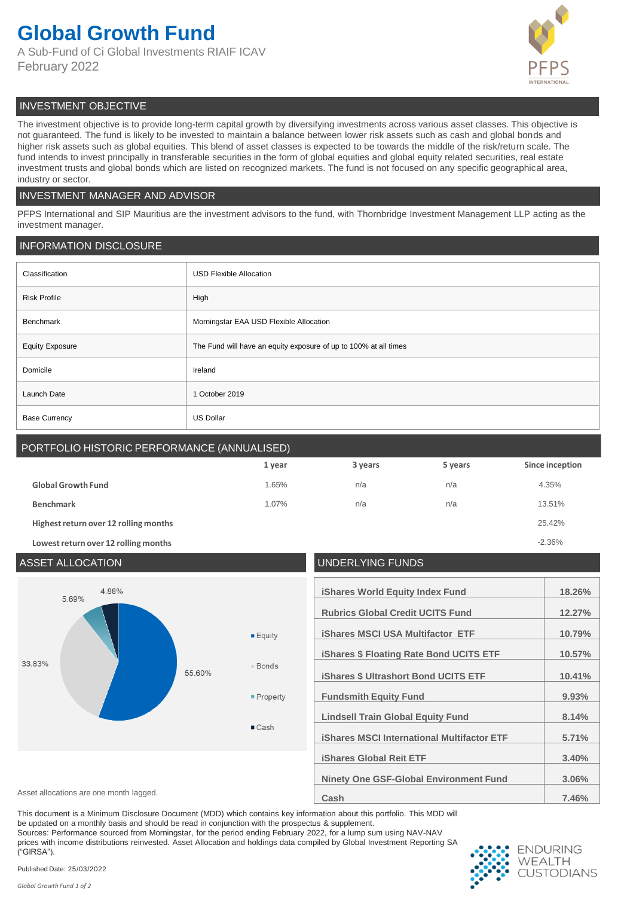# Global Growth Fund

A Sub-Fund of Ci Global Investments RIAIF ICAV
February 2022

## INVESTMENT OBJECTIVE

The investment objective is to provide long-term capital growth by diversifying investments across various asset classes. This objective is not guaranteed. The fund is likely to be invested to maintain a balance between lower risk assets such as cash and global bonds and higher risk assets such as global equities. This blend of asset classes is expected to be towards the middle of the risk/return scale. The fund intends to invest principally in transferable securities in the form of global equities and global equity related securities, real estate investment trusts and global bonds which are listed on recognized markets. The fund is not focused on any specific geographical area, industry or sector.

## INVESTMENT MANAGER AND ADVISOR

PFPS International and SIP Mauritius are the investment advisors to the fund, with Thornbridge Investment Management LLP acting as the investment manager.

## INFORMATION DISCLOSURE

| | |
|---|---|
| Classification | USD Flexible Allocation |
| Risk Profile | High |
| Benchmark | Morningstar EAA USD Flexible Allocation |
| Equity Exposure | The Fund will have an equity exposure of up to 100% at all times |
| Domicile | Ireland |
| Launch Date | 1 October 2019 |
| Base Currency | US Dollar |

## PORTFOLIO HISTORIC PERFORMANCE (ANNUALISED)

| | 1 year | 3 years | 5 years | Since inception |
|---|---|---|---|---|
| **Global Growth Fund** | 1.65% | n/a | n/a | 4.35% |
| **Benchmark** | 1.07% | n/a | n/a | 13.51% |
| **Highest return over 12 rolling months** | | | | 25.42% |
| **Lowest return over 12 rolling months** | | | | -2.36% |

## ASSET ALLOCATION

| Asset | Allocation |
|---|---|
| Equity | 55.60% |
| Bonds | 33.83% |
| Property | 5.69% |
| Cash | 4.88% |

Asset allocations are one month lagged.

## UNDERLYING FUNDS

| Fund | Weight |
|---|---|
| iShares World Equity Index Fund | 18.26% |
| Rubrics Global Credit UCITS Fund | 12.27% |
| iShares MSCI USA Multifactor ETF | 10.79% |
| iShares $ Floating Rate Bond UCITS ETF | 10.57% |
| iShares $ Ultrashort Bond UCITS ETF | 10.41% |
| Fundsmith Equity Fund | 9.93% |
| Lindsell Train Global Equity Fund | 8.14% |
| iShares MSCI International Multifactor ETF | 5.71% |
| iShares Global Reit ETF | 3.40% |
| Ninety One GSF-Global Environment Fund | 3.06% |
| Cash | 7.46% |

This document is a Minimum Disclosure Document (MDD) which contains key information about this portfolio. This MDD will be updated on a monthly basis and should be read in conjunction with the prospectus & supplement.
Sources: Performance sourced from Morningstar, for the period ending February 2022, for a lump sum using NAV-NAV prices with income distributions reinvested. Asset Allocation and holdings data compiled by Global Investment Reporting SA ("GIRSA").

Published Date: 25/03/2022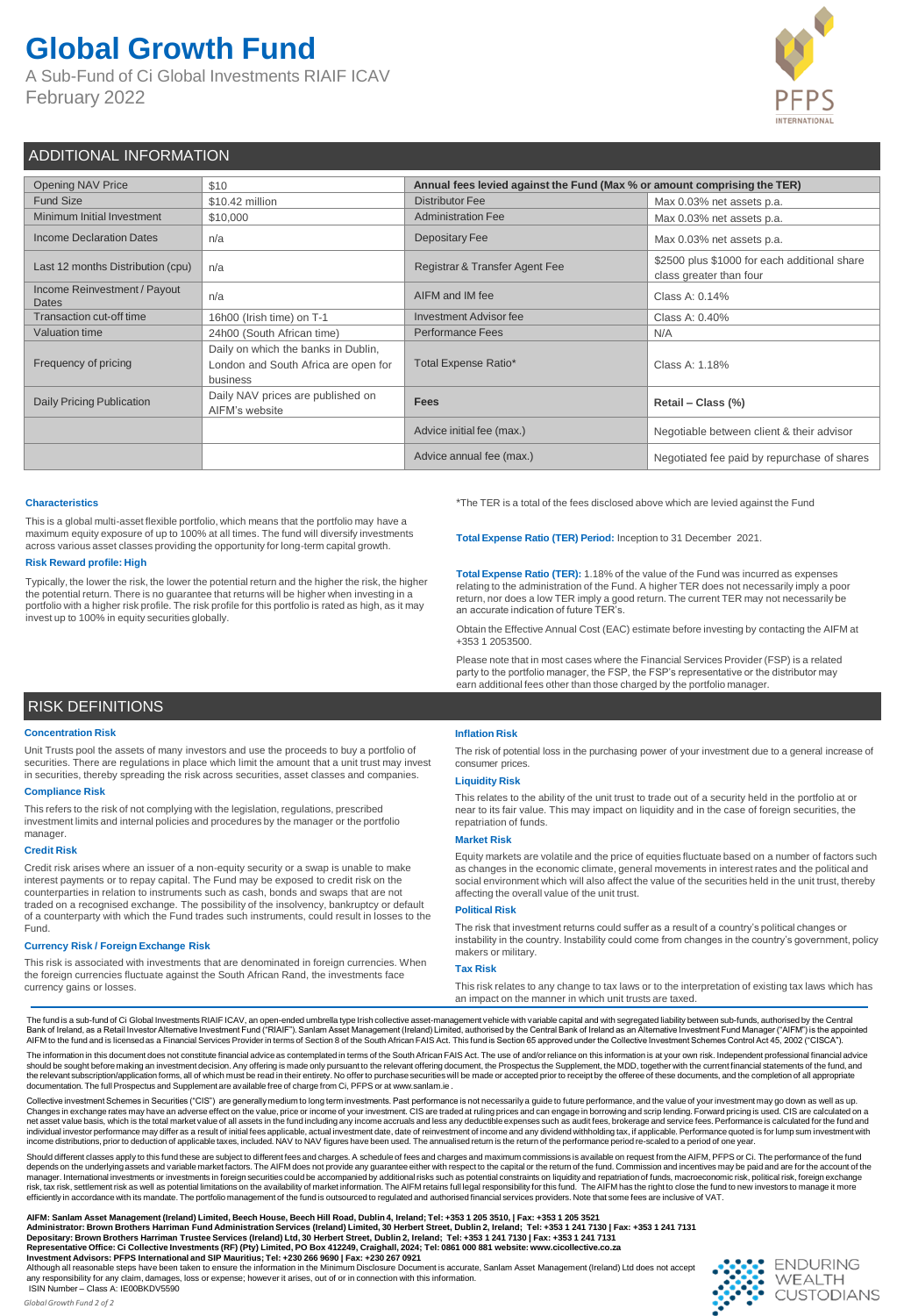# Global Growth Fund

A Sub-Fund of Ci Global Investments RIAIF ICAV
February 2022

## ADDITIONAL INFORMATION

| Opening NAV Price | $10 | Annual fees levied against the Fund (Max % or amount comprising the TER) | |
|---|---|---|---|
| Fund Size | $10.42 million | Distributor Fee | Max 0.03% net assets p.a. |
| Minimum Initial Investment | $10,000 | Administration Fee | Max 0.03% net assets p.a. |
| Income Declaration Dates | n/a | Depositary Fee | Max 0.03% net assets p.a. |
| Last 12 months Distribution (cpu) | n/a | Registrar & Transfer Agent Fee | $2500 plus $1000 for each additional share class greater than four |
| Income Reinvestment / Payout Dates | n/a | AIFM and IM fee | Class A: 0.14% |
| Transaction cut-off time | 16h00 (Irish time) on T-1 | Investment Advisor fee | Class A: 0.40% |
| Valuation time | 24h00 (South African time) | Performance Fees | N/A |
| Frequency of pricing | Daily on which the banks in Dublin, London and South Africa are open for business | Total Expense Ratio* | Class A: 1.18% |
| Daily Pricing Publication | Daily NAV prices are published on AIFM's website | **Fees** | **Retail – Class (%)** |
| | | Advice initial fee (max.) | Negotiable between client & their advisor |
| | | Advice annual fee (max.) | Negotiated fee paid by repurchase of shares |

### Characteristics

This is a global multi-asset flexible portfolio, which means that the portfolio may have a maximum equity exposure of up to 100% at all times. The fund will diversify investments across various asset classes providing the opportunity for long-term capital growth.

### Risk Reward profile: High

Typically, the lower the risk, the lower the potential return and the higher the risk, the higher the potential return. There is no guarantee that returns will be higher when investing in a portfolio with a higher risk profile. The risk profile for this portfolio is rated as high, as it may invest up to 100% in equity securities globally.

*The TER is a total of the fees disclosed above which are levied against the Fund

**Total Expense Ratio (TER) Period:** Inception to 31 December 2021.

**Total Expense Ratio (TER):** 1.18% of the value of the Fund was incurred as expenses relating to the administration of the Fund. A higher TER does not necessarily imply a poor return, nor does a low TER imply a good return. The current TER may not necessarily be an accurate indication of future TER's.

Obtain the Effective Annual Cost (EAC) estimate before investing by contacting the AIFM at +353 1 2053500.

Please note that in most cases where the Financial Services Provider (FSP) is a related party to the portfolio manager, the FSP, the FSP's representative or the distributor may earn additional fees other than those charged by the portfolio manager.

## RISK DEFINITIONS

### Concentration Risk

Unit Trusts pool the assets of many investors and use the proceeds to buy a portfolio of securities. There are regulations in place which limit the amount that a unit trust may invest in securities, thereby spreading the risk across securities, asset classes and companies.

### Compliance Risk

This refers to the risk of not complying with the legislation, regulations, prescribed investment limits and internal policies and procedures by the manager or the portfolio manager.

### Credit Risk

Credit risk arises where an issuer of a non-equity security or a swap is unable to make interest payments or to repay capital. The Fund may be exposed to credit risk on the counterparties in relation to instruments such as cash, bonds and swaps that are not traded on a recognised exchange. The possibility of the insolvency, bankruptcy or default of a counterparty with which the Fund trades such instruments, could result in losses to the Fund.

### Currency Risk / Foreign Exchange Risk

This risk is associated with investments that are denominated in foreign currencies. When the foreign currencies fluctuate against the South African Rand, the investments face currency gains or losses.

### Inflation Risk

The risk of potential loss in the purchasing power of your investment due to a general increase of consumer prices.

### Liquidity Risk

This relates to the ability of the unit trust to trade out of a security held in the portfolio at or near to its fair value. This may impact on liquidity and in the case of foreign securities, the repatriation of funds.

### Market Risk

Equity markets are volatile and the price of equities fluctuate based on a number of factors such as changes in the economic climate, general movements in interest rates and the political and social environment which will also affect the value of the securities held in the unit trust, thereby affecting the overall value of the unit trust.

### Political Risk

The risk that investment returns could suffer as a result of a country's political changes or instability in the country. Instability could come from changes in the country's government, policy makers or military.

### Tax Risk

This risk relates to any change to tax laws or to the interpretation of existing tax laws which has an impact on the manner in which unit trusts are taxed.

The fund is a sub-fund of Ci Global Investments RIAIF ICAV, an open-ended umbrella type Irish collective asset-management vehicle with variable capital and with segregated liability between sub-funds, authorised by the Central Bank of Ireland, as a Retail Investor Alternative Investment Fund ("RIAIF"). Sanlam Asset Management (Ireland) Limited, authorised by the Central Bank of Ireland as an Alternative Investment Fund Manager ("AIFM") is the appointed AIFM to the fund and is licensed as a Financial Services Provider in terms of Section 8 of the South African FAIS Act. This fund is Section 65 approved under the Collective Investment Schemes Control Act 45, 2002 ("CISCA").

The information in this document does not constitute financial advice as contemplated in terms of the South African FAIS Act. The use of and/or reliance on this information is at your own risk. Independent professional financial advice should be sought before making an investment decision. Any offering is made only pursuant to the relevant offering document, the Prospectus the Supplement, the MDD, together with the current financial statements of the fund, and the relevant subscription/application forms, all of which must be read in their entirety. No offer to purchase securities will be made or accepted prior to receipt by the offeree of these documents, and the completion of all appropriate documentation. The full Prospectus and Supplement are available free of charge from Ci, PFPS or at www.sanlam.ie .

Collective investment Schemes in Securities ("CIS") are generally medium to long term investments. Past performance is not necessarily a guide to future performance, and the value of your investment may go down as well as up. Changes in exchange rates may have an adverse effect on the value, price or income of your investment. CIS are traded at ruling prices and can engage in borrowing and scrip lending. Forward pricing is used. CIS are calculated on a net asset value basis, which is the total market value of all assets in the fund including any income accruals and less any deductible expenses such as audit fees, brokerage and service fees. Performance is calculated for the fund and individual investor performance may differ as a result of initial fees applicable, actual investment date, date of reinvestment of income and any dividend withholding tax, if applicable. Performance quoted is for lump sum investment with income distributions, prior to deduction of applicable taxes, included. NAV to NAV figures have been used. The annualised return is the return of the performance period re-scaled to a period of one year.

Should different classes apply to this fund these are subject to different fees and charges. A schedule of fees and charges and maximum commissions is available on request from the AIFM, PFPS or Ci. The performance of the fund depends on the underlying assets and variable market factors. The AIFM does not provide any guarantee either with respect to the capital or the return of the fund. Commission and incentives may be paid and are for the account of the manager. International investments or investments in foreign securities could be accompanied by additional risks such as potential constraints on liquidity and repatriation of funds, macroeconomic risk, political risk, foreign exchange risk, tax risk, settlement risk as well as potential limitations on the availability of market information. The AIFM retains full legal responsibility for this fund. The AIFM has the right to close the fund to new investors to manage it more efficiently in accordance with its mandate. The portfolio management of the fund is outsourced to regulated and authorised financial services providers. Note that some fees are inclusive of VAT.

**AIFM: Sanlam Asset Management (Ireland) Limited, Beech House, Beech Hill Road, Dublin 4, Ireland; Tel: +353 1 205 3510, | Fax: +353 1 205 3521**
**Administrator: Brown Brothers Harriman Fund Administration Services (Ireland) Limited, 30 Herbert Street, Dublin 2, Ireland; Tel: +353 1 241 7130 | Fax: +353 1 241 7131**
**Depositary: Brown Brothers Harriman Trustee Services (Ireland) Ltd, 30 Herbert Street, Dublin 2, Ireland; Tel: +353 1 241 7130 | Fax: +353 1 241 7131**
**Representative Office: Ci Collective Investments (RF) (Pty) Limited, PO Box 412249, Craighall, 2024; Tel: 0861 000 881 website: www.cicollective.co.za**
**Investment Advisors: PFPS International and SIP Mauritius; Tel: +230 266 9690 | Fax: +230 267 0921**

Although all reasonable steps have been taken to ensure the information in the Minimum Disclosure Document is accurate, Sanlam Asset Management (Ireland) Ltd does not accept any responsibility for any claim, damages, loss or expense; however it arises, out of or in connection with this information.

ISIN Number – Class A: IE00BKDV5590